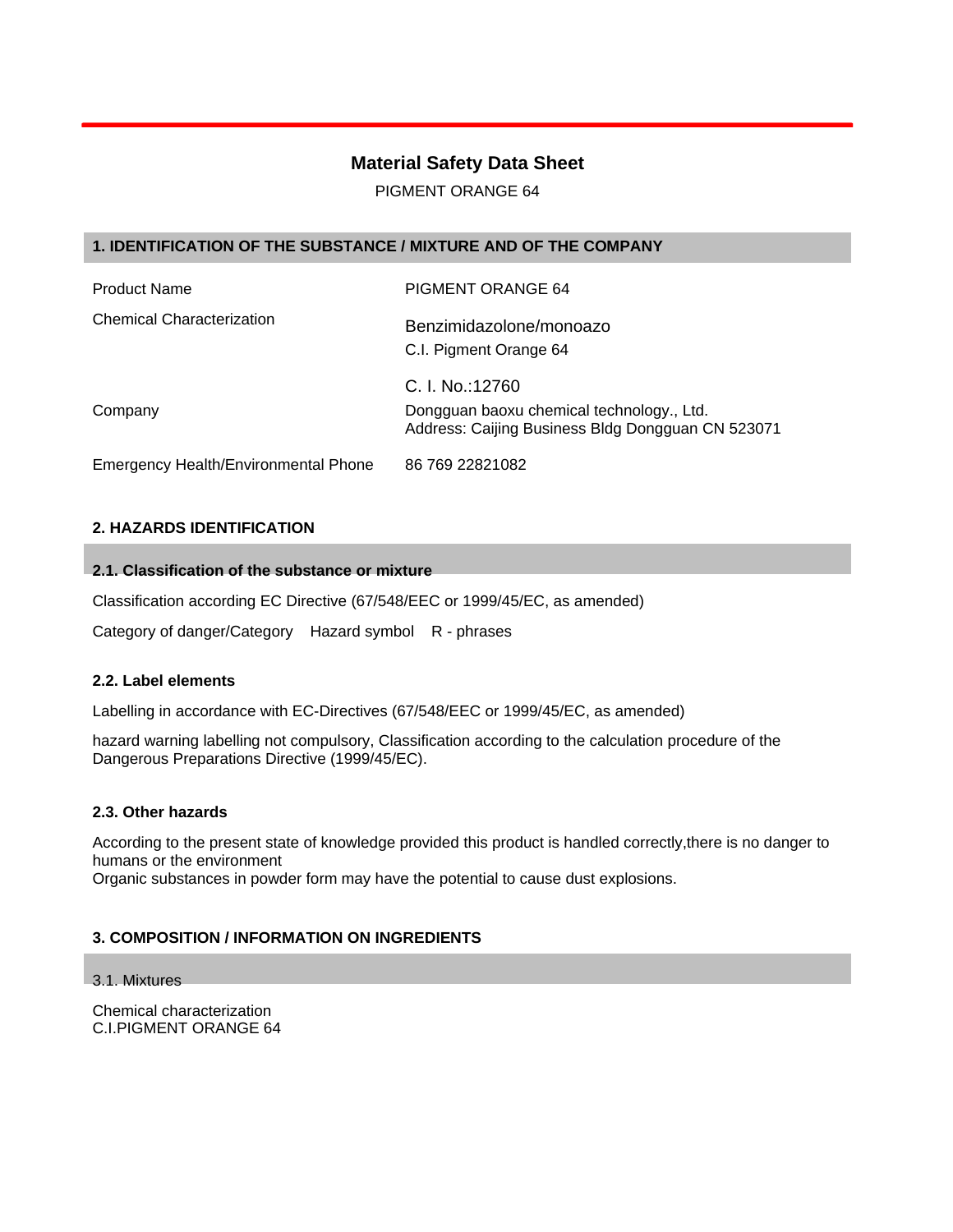# Material Safety Data Sheet

PIGMENT ORANGE 64

## 1. IDENTIFICATION OF THE SUBSTANCE / MIXTURE AND OF THE COMPANY

| | |
|---|---|
| Product Name | PIGMENT ORANGE 64 |
| Chemical Characterization | Benzimidazolone/monoazo<br>C.I. Pigment Orange 64<br><br>C. I. No.:12760 |
| Company | Dongguan baoxu chemical technology., Ltd.<br>Address: Caijing Business Bldg Dongguan CN 523071 |
| Emergency Health/Environmental Phone | 86 769 22821082 |

## 2. HAZARDS IDENTIFICATION

### 2.1. Classification of the substance or mixture

Classification according EC Directive (67/548/EEC or 1999/45/EC, as amended)

Category of danger/Category    Hazard symbol    R - phrases

### 2.2. Label elements

Labelling in accordance with EC-Directives (67/548/EEC or 1999/45/EC, as amended)

hazard warning labelling not compulsory, Classification according to the calculation procedure of the Dangerous Preparations Directive (1999/45/EC).

### 2.3. Other hazards

According to the present state of knowledge provided this product is handled correctly,there is no danger to humans or the environment
Organic substances in powder form may have the potential to cause dust explosions.

## 3. COMPOSITION / INFORMATION ON INGREDIENTS

### 3.1. Mixtures

Chemical characterization
C.I.PIGMENT ORANGE 64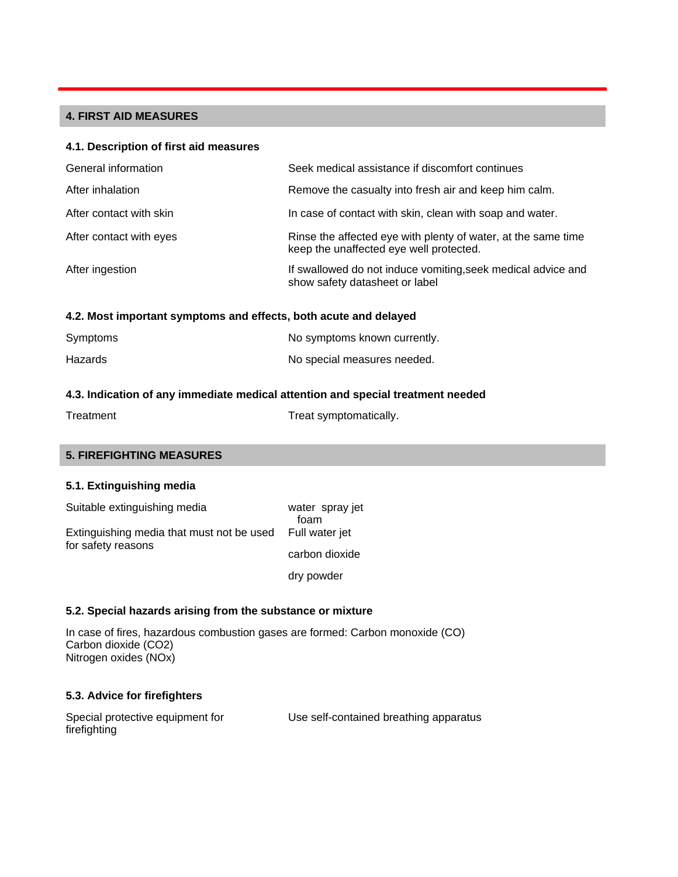## 4. FIRST AID MEASURES

### 4.1. Description of first aid measures

| | |
|---|---|
| General information | Seek medical assistance if discomfort continues |
| After inhalation | Remove the casualty into fresh air and keep him calm. |
| After contact with skin | In case of contact with skin, clean with soap and water. |
| After contact with eyes | Rinse the affected eye with plenty of water, at the same time keep the unaffected eye well protected. |
| After ingestion | If swallowed do not induce vomiting,seek medical advice and show safety datasheet or label |

### 4.2. Most important symptoms and effects, both acute and delayed

| | |
|---|---|
| Symptoms | No symptoms known currently. |
| Hazards | No special measures needed. |

### 4.3. Indication of any immediate medical attention and special treatment needed

| | |
|---|---|
| Treatment | Treat symptomatically. |

## 5. FIREFIGHTING MEASURES

### 5.1. Extinguishing media

| | |
|---|---|
| Suitable extinguishing media | water spray jet<br>foam |
| Extinguishing media that must not be used for safety reasons | Full water jet<br>carbon dioxide<br>dry powder |

### 5.2. Special hazards arising from the substance or mixture

In case of fires, hazardous combustion gases are formed: Carbon monoxide (CO)
Carbon dioxide ($CO_2$)
Nitrogen oxides ($NO_x$)

### 5.3. Advice for firefighters

| | |
|---|---|
| Special protective equipment for firefighting | Use self-contained breathing apparatus |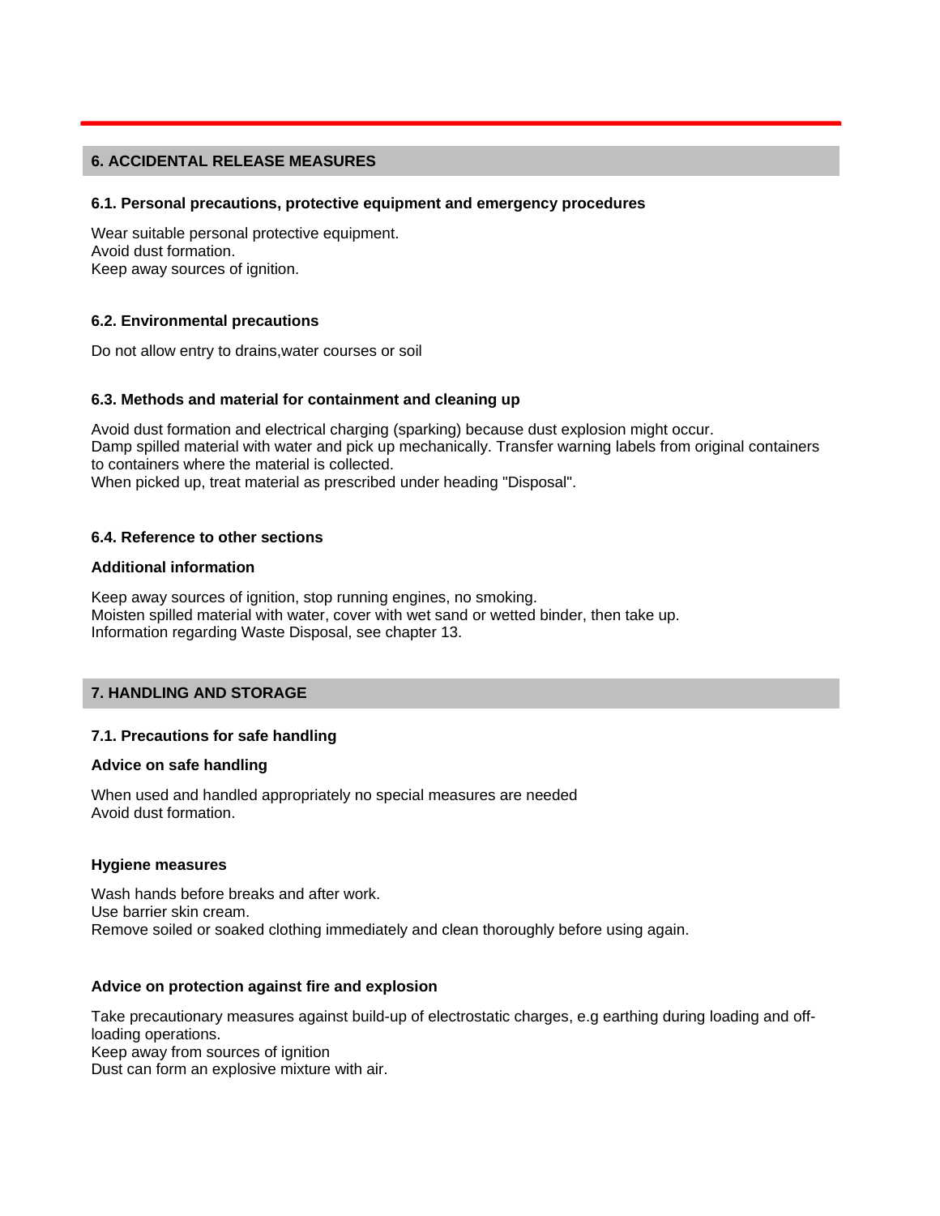## 6. ACCIDENTAL RELEASE MEASURES

### 6.1. Personal precautions, protective equipment and emergency procedures

Wear suitable personal protective equipment.
Avoid dust formation.
Keep away sources of ignition.

### 6.2. Environmental precautions

Do not allow entry to drains,water courses or soil

### 6.3. Methods and material for containment and cleaning up

Avoid dust formation and electrical charging (sparking) because dust explosion might occur.
Damp spilled material with water and pick up mechanically. Transfer warning labels from original containers to containers where the material is collected.
When picked up, treat material as prescribed under heading "Disposal".

### 6.4. Reference to other sections

**Additional information**

Keep away sources of ignition, stop running engines, no smoking.
Moisten spilled material with water, cover with wet sand or wetted binder, then take up.
Information regarding Waste Disposal, see chapter 13.

## 7. HANDLING AND STORAGE

### 7.1. Precautions for safe handling

**Advice on safe handling**

When used and handled appropriately no special measures are needed
Avoid dust formation.

**Hygiene measures**

Wash hands before breaks and after work.
Use barrier skin cream.
Remove soiled or soaked clothing immediately and clean thoroughly before using again.

**Advice on protection against fire and explosion**

Take precautionary measures against build-up of electrostatic charges, e.g earthing during loading and off-loading operations.
Keep away from sources of ignition
Dust can form an explosive mixture with air.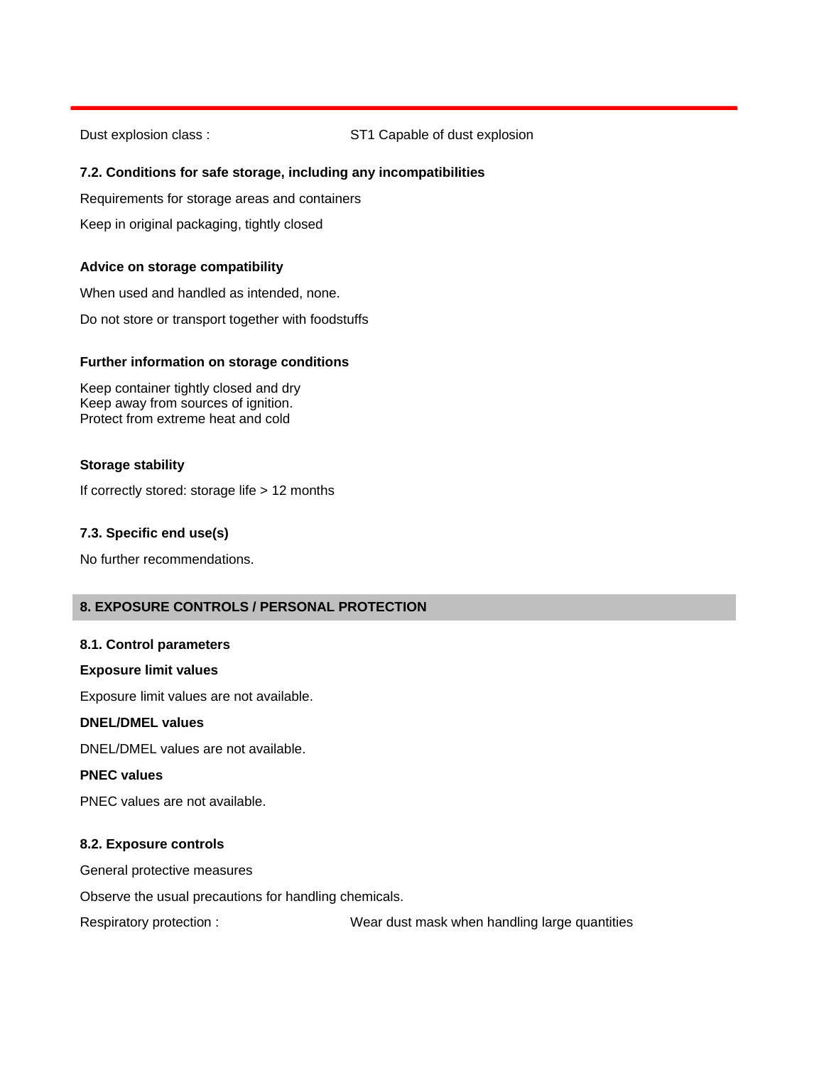Dust explosion class : ST1 Capable of dust explosion

### 7.2. Conditions for safe storage, including any incompatibilities

Requirements for storage areas and containers

Keep in original packaging, tightly closed

#### Advice on storage compatibility

When used and handled as intended, none.

Do not store or transport together with foodstuffs

#### Further information on storage conditions

Keep container tightly closed and dry
Keep away from sources of ignition.
Protect from extreme heat and cold

#### Storage stability

If correctly stored: storage life > 12 months

### 7.3. Specific end use(s)

No further recommendations.

## 8. EXPOSURE CONTROLS / PERSONAL PROTECTION

### 8.1. Control parameters

#### Exposure limit values

Exposure limit values are not available.

#### DNEL/DMEL values

DNEL/DMEL values are not available.

#### PNEC values

PNEC values are not available.

### 8.2. Exposure controls

General protective measures

Observe the usual precautions for handling chemicals.

Respiratory protection : Wear dust mask when handling large quantities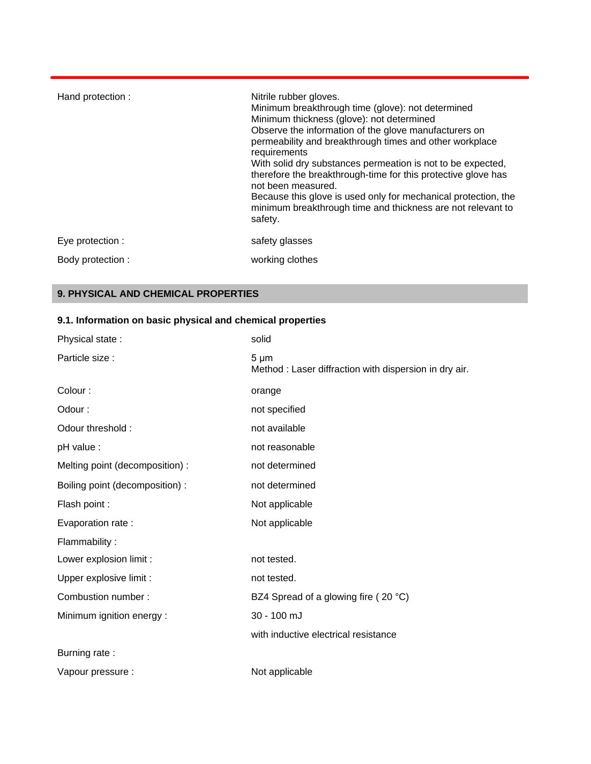| | |
|---|---|
| Hand protection : | Nitrile rubber gloves.<br>Minimum breakthrough time (glove): not determined<br>Minimum thickness (glove): not determined<br>Observe the information of the glove manufacturers on permeability and breakthrough times and other workplace requirements<br>With solid dry substances permeation is not to be expected, therefore the breakthrough-time for this protective glove has not been measured.<br>Because this glove is used only for mechanical protection, the minimum breakthrough time and thickness are not relevant to safety. |
| Eye protection : | safety glasses |
| Body protection : | working clothes |

## 9. PHYSICAL AND CHEMICAL PROPERTIES

### 9.1. Information on basic physical and chemical properties

| | |
|---|---|
| Physical state : | solid |
| Particle size : | 5 µm<br>Method : Laser diffraction with dispersion in dry air. |
| Colour : | orange |
| Odour : | not specified |
| Odour threshold : | not available |
| pH value : | not reasonable |
| Melting point (decomposition) : | not determined |
| Boiling point (decomposition) : | not determined |
| Flash point : | Not applicable |
| Evaporation rate : | Not applicable |
| Flammability : | |
| Lower explosion limit : | not tested. |
| Upper explosive limit : | not tested. |
| Combustion number : | BZ4 Spread of a glowing fire ( 20 °C) |
| Minimum ignition energy : | 30 - 100 mJ |
| | with inductive electrical resistance |
| Burning rate : | |
| Vapour pressure : | Not applicable |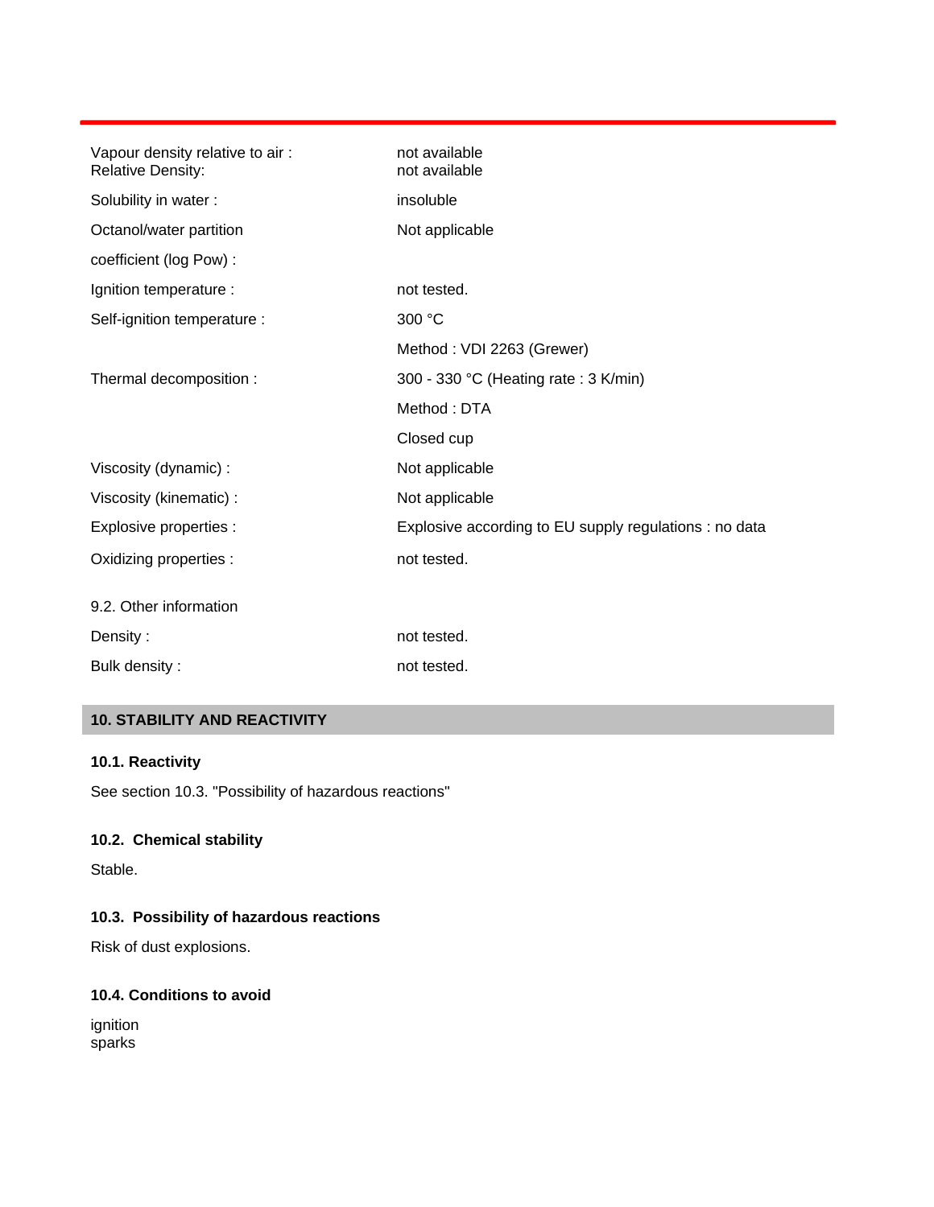| | |
|---|---|
| Vapour density relative to air : | not available |
| Relative Density: | not available |
| Solubility in water : | insoluble |
| Octanol/water partition coefficient (log Pow) : | Not applicable |
| Ignition temperature : | not tested. |
| Self-ignition temperature : | 300 °C |
| | Method : VDI 2263 (Grewer) |
| Thermal decomposition : | 300 - 330 °C (Heating rate : 3 K/min) |
| | Method : DTA |
| | Closed cup |
| Viscosity (dynamic) : | Not applicable |
| Viscosity (kinematic) : | Not applicable |
| Explosive properties : | Explosive according to EU supply regulations : no data |
| Oxidizing properties : | not tested. |

9.2. Other information

| | |
|---|---|
| Density : | not tested. |
| Bulk density : | not tested. |

## 10. STABILITY AND REACTIVITY

### 10.1. Reactivity

See section 10.3. "Possibility of hazardous reactions"

### 10.2. Chemical stability

Stable.

### 10.3. Possibility of hazardous reactions

Risk of dust explosions.

### 10.4. Conditions to avoid

ignition
sparks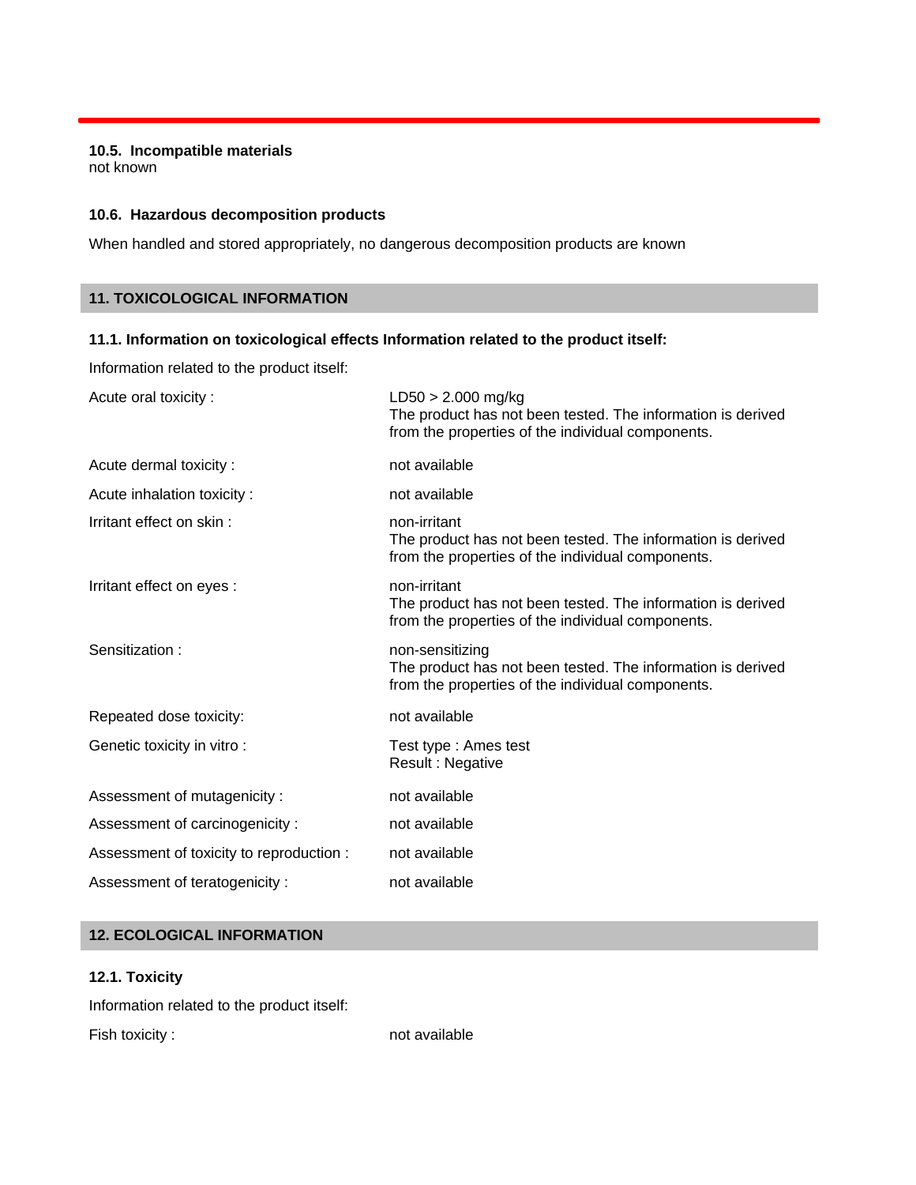### 10.5. Incompatible materials

not known

### 10.6. Hazardous decomposition products

When handled and stored appropriately, no dangerous decomposition products are known

## 11. TOXICOLOGICAL INFORMATION

### 11.1. Information on toxicological effects Information related to the product itself:

Information related to the product itself:

| | |
|---|---|
| Acute oral toxicity : | LD50 > 2.000 mg/kg<br>The product has not been tested. The information is derived from the properties of the individual components. |
| Acute dermal toxicity : | not available |
| Acute inhalation toxicity : | not available |
| Irritant effect on skin : | non-irritant<br>The product has not been tested. The information is derived from the properties of the individual components. |
| Irritant effect on eyes : | non-irritant<br>The product has not been tested. The information is derived from the properties of the individual components. |
| Sensitization : | non-sensitizing<br>The product has not been tested. The information is derived from the properties of the individual components. |
| Repeated dose toxicity: | not available |
| Genetic toxicity in vitro : | Test type : Ames test<br>Result : Negative |
| Assessment of mutagenicity : | not available |
| Assessment of carcinogenicity : | not available |
| Assessment of toxicity to reproduction : | not available |
| Assessment of teratogenicity : | not available |

## 12. ECOLOGICAL INFORMATION

### 12.1. Toxicity

Information related to the product itself:

| | |
|---|---|
| Fish toxicity : | not available |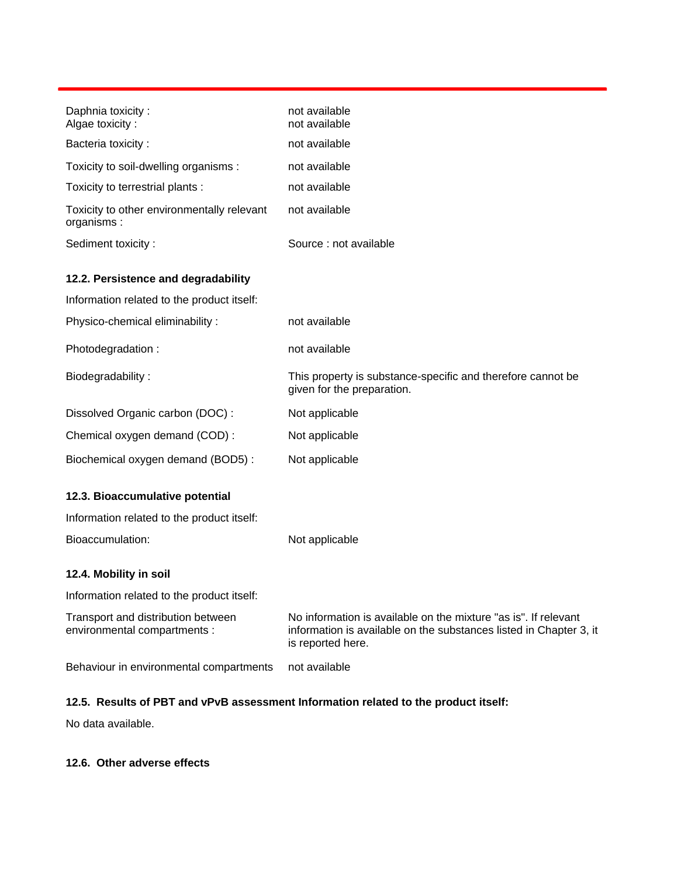| | |
|---|---|
| Daphnia toxicity : | not available |
| Algae toxicity : | not available |
| Bacteria toxicity : | not available |
| Toxicity to soil-dwelling organisms : | not available |
| Toxicity to terrestrial plants : | not available |
| Toxicity to other environmentally relevant organisms : | not available |
| Sediment toxicity : | Source : not available |

**12.2. Persistence and degradability**

Information related to the product itself:

| | |
|---|---|
| Physico-chemical eliminability : | not available |
| Photodegradation : | not available |
| Biodegradability : | This property is substance-specific and therefore cannot be given for the preparation. |
| Dissolved Organic carbon (DOC) : | Not applicable |
| Chemical oxygen demand (COD) : | Not applicable |
| Biochemical oxygen demand (BOD5) : | Not applicable |

**12.3. Bioaccumulative potential**

Information related to the product itself:

| | |
|---|---|
| Bioaccumulation: | Not applicable |

**12.4. Mobility in soil**

Information related to the product itself:

| | |
|---|---|
| Transport and distribution between environmental compartments : | No information is available on the mixture "as is". If relevant information is available on the substances listed in Chapter 3, it is reported here. |
| Behaviour in environmental compartments | not available |

**12.5. Results of PBT and vPvB assessment Information related to the product itself:**

No data available.

**12.6. Other adverse effects**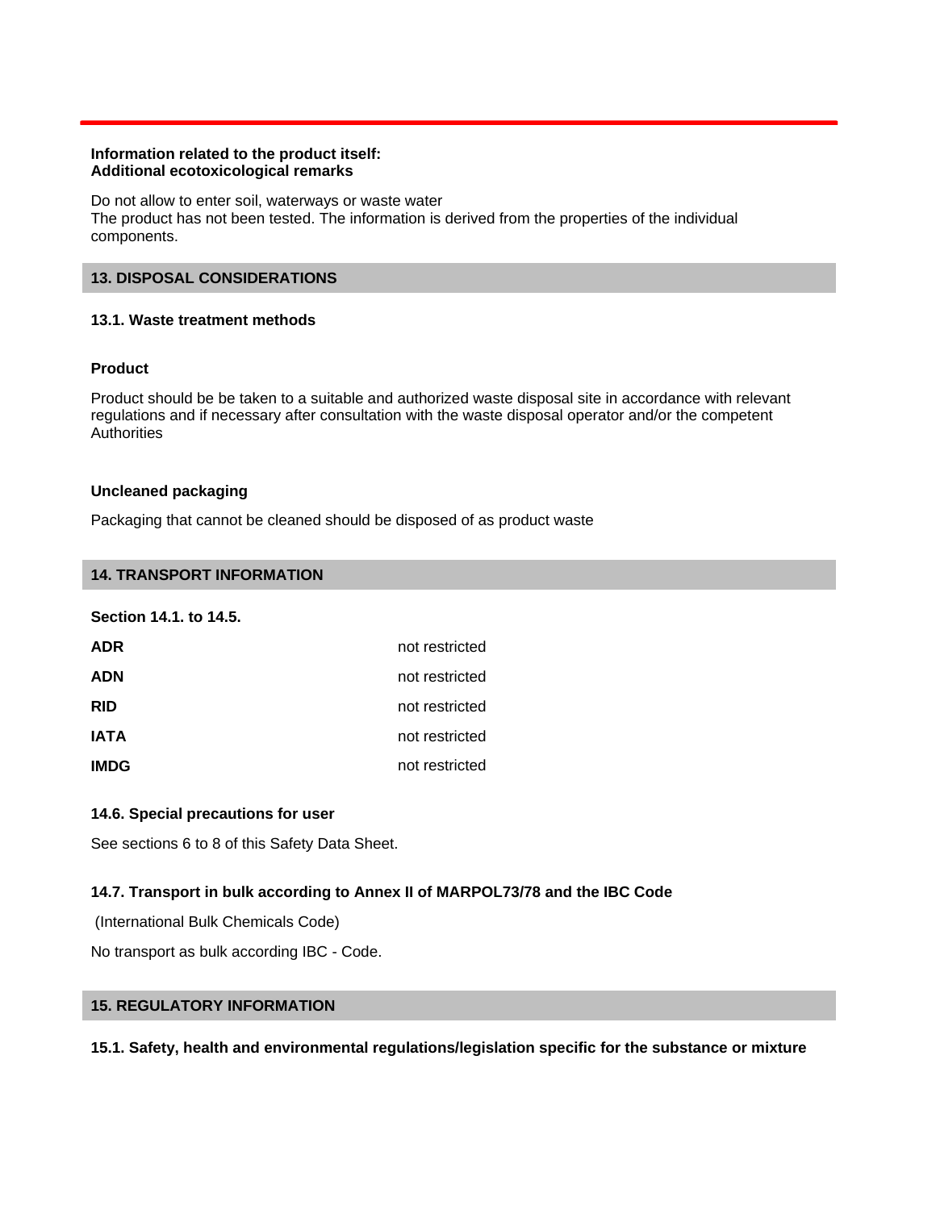**Information related to the product itself:**
**Additional ecotoxicological remarks**

Do not allow to enter soil, waterways or waste water
The product has not been tested. The information is derived from the properties of the individual components.

## 13. DISPOSAL CONSIDERATIONS

### 13.1. Waste treatment methods

**Product**

Product should be be taken to a suitable and authorized waste disposal site in accordance with relevant regulations and if necessary after consultation with the waste disposal operator and/or the competent Authorities

**Uncleaned packaging**

Packaging that cannot be cleaned should be disposed of as product waste

## 14. TRANSPORT INFORMATION

**Section 14.1. to 14.5.**

| | |
|---|---|
| **ADR** | not restricted |
| **ADN** | not restricted |
| **RID** | not restricted |
| **IATA** | not restricted |
| **IMDG** | not restricted |

### 14.6. Special precautions for user

See sections 6 to 8 of this Safety Data Sheet.

### 14.7. Transport in bulk according to Annex II of MARPOL73/78 and the IBC Code

(International Bulk Chemicals Code)

No transport as bulk according IBC - Code.

## 15. REGULATORY INFORMATION

### 15.1. Safety, health and environmental regulations/legislation specific for the substance or mixture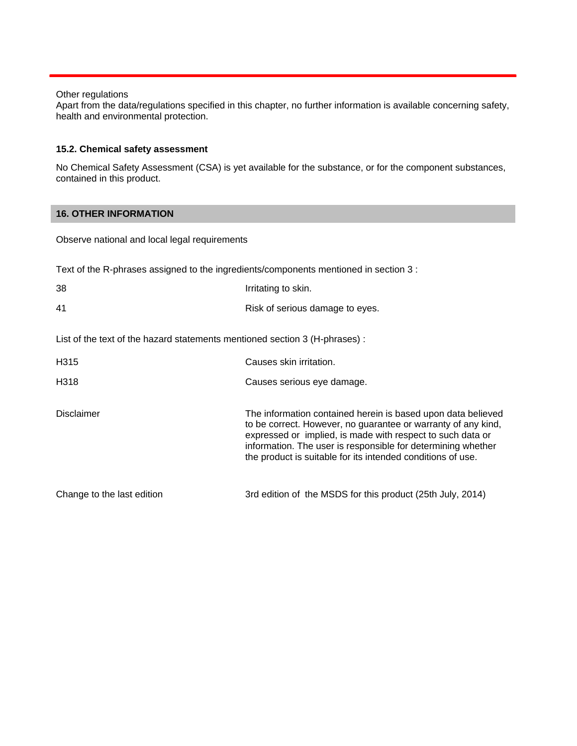Other regulations
Apart from the data/regulations specified in this chapter, no further information is available concerning safety, health and environmental protection.

### 15.2. Chemical safety assessment

No Chemical Safety Assessment (CSA) is yet available for the substance, or for the component substances, contained in this product.

## 16. OTHER INFORMATION

Observe national and local legal requirements

Text of the R-phrases assigned to the ingredients/components mentioned in section 3 :

| | |
|---|---|
| 38 | Irritating to skin. |
| 41 | Risk of serious damage to eyes. |

List of the text of the hazard statements mentioned section 3 (H-phrases) :

| | |
|---|---|
| H315 | Causes skin irritation. |
| H318 | Causes serious eye damage. |

| | |
|---|---|
| Disclaimer | The information contained herein is based upon data believed to be correct. However, no guarantee or warranty of any kind, expressed or implied, is made with respect to such data or information. The user is responsible for determining whether the product is suitable for its intended conditions of use. |
| Change to the last edition | 3rd edition of the MSDS for this product (25th July, 2014) |